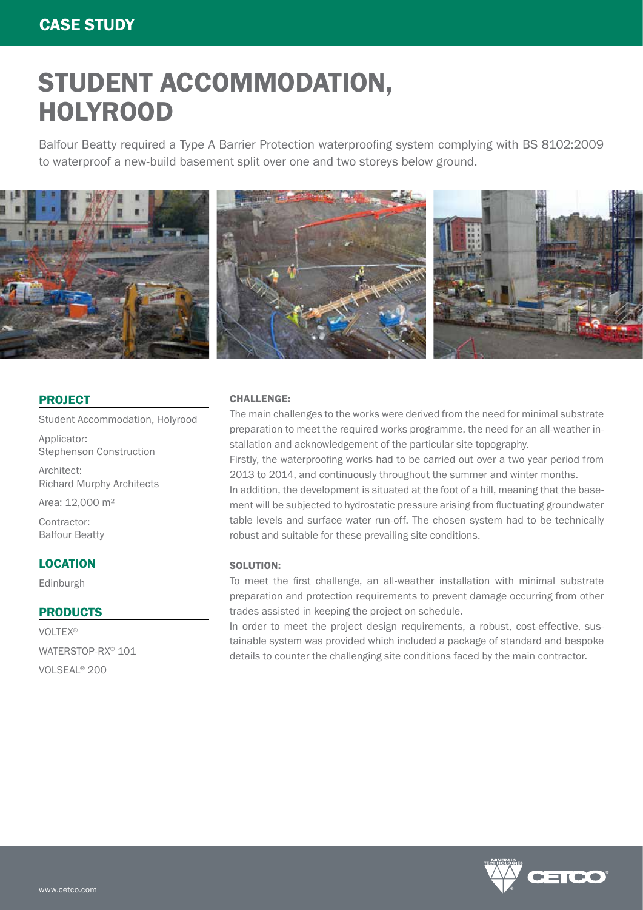CASE STUDY

# STUDENT ACCOMMODATION, HOLYROOD

Balfour Beatty required a Type A Barrier Protection waterproofing system complying with BS 8102:2009 to waterproof a new-build basement split over one and two storeys below ground.

## PROJECT

Student Accommodation, Holyrood

Applicator:
Stephenson Construction

Architect:
Richard Murphy Architects

Area: 12,000 m²

Contractor:
Balfour Beatty

## LOCATION

Edinburgh

## PRODUCTS

VOLTEX®

WATERSTOP-RX® 101

VOLSEAL® 200

### CHALLENGE:

The main challenges to the works were derived from the need for minimal substrate preparation to meet the required works programme, the need for an all-weather installation and acknowledgement of the particular site topography.

Firstly, the waterproofing works had to be carried out over a two year period from 2013 to 2014, and continuously throughout the summer and winter months.

In addition, the development is situated at the foot of a hill, meaning that the basement will be subjected to hydrostatic pressure arising from fluctuating groundwater table levels and surface water run-off. The chosen system had to be technically robust and suitable for these prevailing site conditions.

### SOLUTION:

To meet the first challenge, an all-weather installation with minimal substrate preparation and protection requirements to prevent damage occurring from other trades assisted in keeping the project on schedule.

In order to meet the project design requirements, a robust, cost-effective, sustainable system was provided which included a package of standard and bespoke details to counter the challenging site conditions faced by the main contractor.

www.cetco.com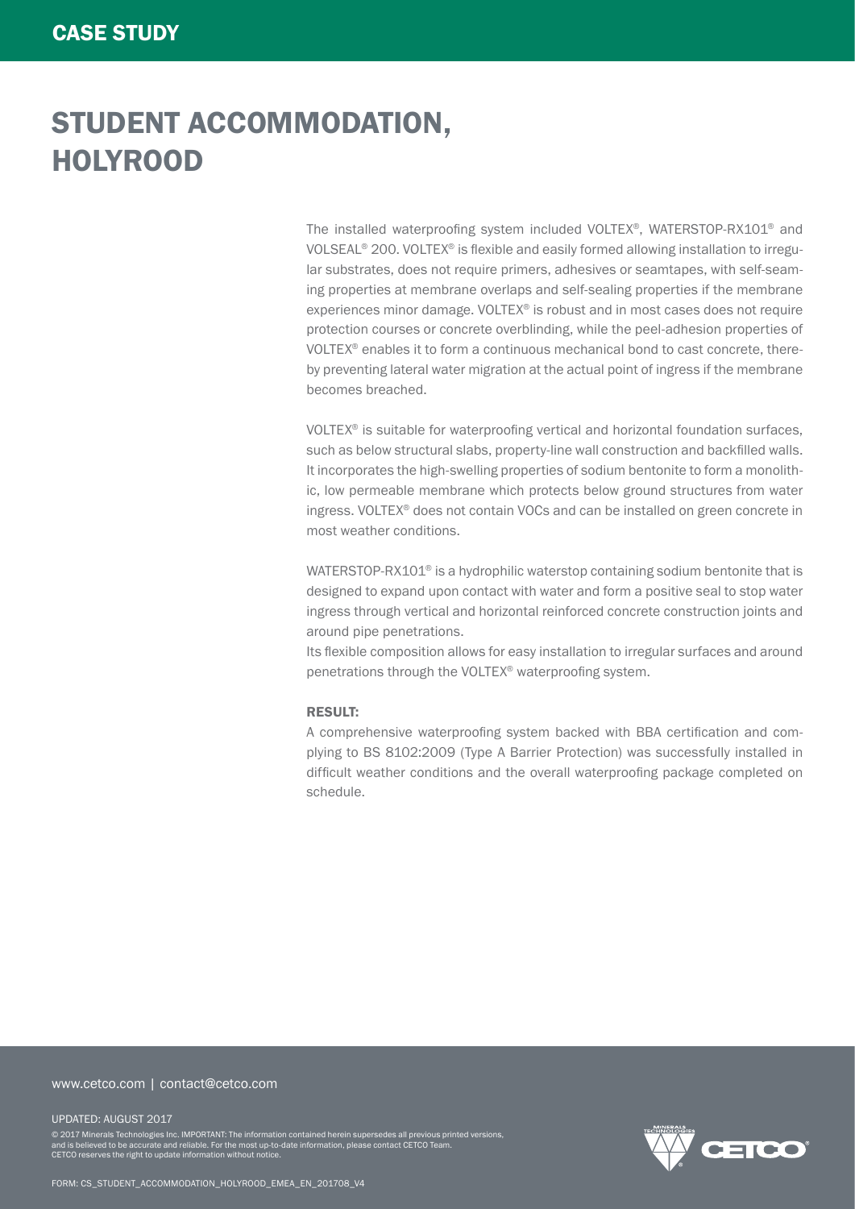# STUDENT ACCOMMODATION, HOLYROOD

The installed waterproofing system included VOLTEX®, WATERSTOP-RX101® and VOLSEAL® 200. VOLTEX® is flexible and easily formed allowing installation to irregular substrates, does not require primers, adhesives or seamtapes, with self-seaming properties at membrane overlaps and self-sealing properties if the membrane experiences minor damage. VOLTEX® is robust and in most cases does not require protection courses or concrete overblinding, while the peel-adhesion properties of VOLTEX® enables it to form a continuous mechanical bond to cast concrete, thereby preventing lateral water migration at the actual point of ingress if the membrane becomes breached.

VOLTEX® is suitable for waterproofing vertical and horizontal foundation surfaces, such as below structural slabs, property-line wall construction and backfilled walls. It incorporates the high-swelling properties of sodium bentonite to form a monolithic, low permeable membrane which protects below ground structures from water ingress. VOLTEX® does not contain VOCs and can be installed on green concrete in most weather conditions.

WATERSTOP-RX101® is a hydrophilic waterstop containing sodium bentonite that is designed to expand upon contact with water and form a positive seal to stop water ingress through vertical and horizontal reinforced concrete construction joints and around pipe penetrations.
Its flexible composition allows for easy installation to irregular surfaces and around penetrations through the VOLTEX® waterproofing system.

**RESULT:**

A comprehensive waterproofing system backed with BBA certification and complying to BS 8102:2009 (Type A Barrier Protection) was successfully installed in difficult weather conditions and the overall waterproofing package completed on schedule.

www.cetco.com | contact@cetco.com

UPDATED: AUGUST 2017

© 2017 Minerals Technologies Inc. IMPORTANT: The information contained herein supersedes all previous printed versions, and is believed to be accurate and reliable. For the most up-to-date information, please contact CETCO Team. CETCO reserves the right to update information without notice.

FORM: CS_STUDENT_ACCOMMODATION_HOLYROOD_EMEA_EN_201708_V4